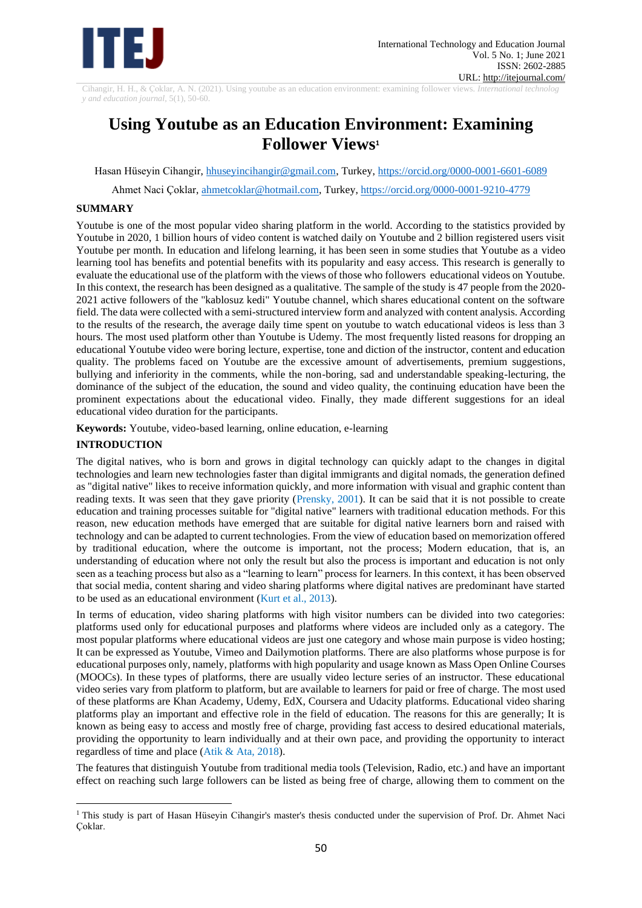# Using Youtube as an Education Environment: Examining Follower Views[1]

Hasan Hüseyin Cihangir, hhuseyincihangir@gmail.com, Turkey, https://orcid.org/0000-0001-6601-6089

Ahmet Naci Çoklar, ahmetcoklar@hotmail.com, Turkey, https://orcid.org/0000-0001-9210-4779

## SUMMARY

Youtube is one of the most popular video sharing platform in the world. According to the statistics provided by Youtube in 2020, 1 billion hours of video content is watched daily on Youtube and 2 billion registered users visit Youtube per month. In education and lifelong learning, it has been seen in some studies that Youtube as a video learning tool has benefits and potential benefits with its popularity and easy access. This research is generally to evaluate the educational use of the platform with the views of those who followers educational videos on Youtube. In this context, the research has been designed as a qualitative. The sample of the study is 47 people from the 2020-2021 active followers of the "kablosuz kedi" Youtube channel, which shares educational content on the software field. The data were collected with a semi-structured interview form and analyzed with content analysis. According to the results of the research, the average daily time spent on youtube to watch educational videos is less than 3 hours. The most used platform other than Youtube is Udemy. The most frequently listed reasons for dropping an educational Youtube video were boring lecture, expertise, tone and diction of the instructor, content and education quality. The problems faced on Youtube are the excessive amount of advertisements, premium suggestions, bullying and inferiority in the comments, while the non-boring, sad and understandable speaking-lecturing, the dominance of the subject of the education, the sound and video quality, the continuing education have been the prominent expectations about the educational video. Finally, they made different suggestions for an ideal educational video duration for the participants.

**Keywords:** Youtube, video-based learning, online education, e-learning

## INTRODUCTION

The digital natives, who is born and grows in digital technology can quickly adapt to the changes in digital technologies and learn new technologies faster than digital immigrants and digital nomads, the generation defined as "digital native" likes to receive information quickly, and more information with visual and graphic content than reading texts. It was seen that they gave priority (Prensky, 2001). It can be said that it is not possible to create education and training processes suitable for "digital native" learners with traditional education methods. For this reason, new education methods have emerged that are suitable for digital native learners born and raised with technology and can be adapted to current technologies. From the view of education based on memorization offered by traditional education, where the outcome is important, not the process; Modern education, that is, an understanding of education where not only the result but also the process is important and education is not only seen as a teaching process but also as a "learning to learn" process for learners. In this context, it has been observed that social media, content sharing and video sharing platforms where digital natives are predominant have started to be used as an educational environment (Kurt et al., 2013).

In terms of education, video sharing platforms with high visitor numbers can be divided into two categories: platforms used only for educational purposes and platforms where videos are included only as a category. The most popular platforms where educational videos are just one category and whose main purpose is video hosting; It can be expressed as Youtube, Vimeo and Dailymotion platforms. There are also platforms whose purpose is for educational purposes only, namely, platforms with high popularity and usage known as Mass Open Online Courses (MOOCs). In these types of platforms, there are usually video lecture series of an instructor. These educational video series vary from platform to platform, but are available to learners for paid or free of charge. The most used of these platforms are Khan Academy, Udemy, EdX, Coursera and Udacity platforms. Educational video sharing platforms play an important and effective role in the field of education. The reasons for this are generally; It is known as being easy to access and mostly free of charge, providing fast access to desired educational materials, providing the opportunity to learn individually and at their own pace, and providing the opportunity to interact regardless of time and place (Atik & Ata, 2018).

The features that distinguish Youtube from traditional media tools (Television, Radio, etc.) and have an important effect on reaching such large followers can be listed as being free of charge, allowing them to comment on the

---

[1] This study is part of Hasan Hüseyin Cihangir's master's thesis conducted under the supervision of Prof. Dr. Ahmet Naci Çoklar.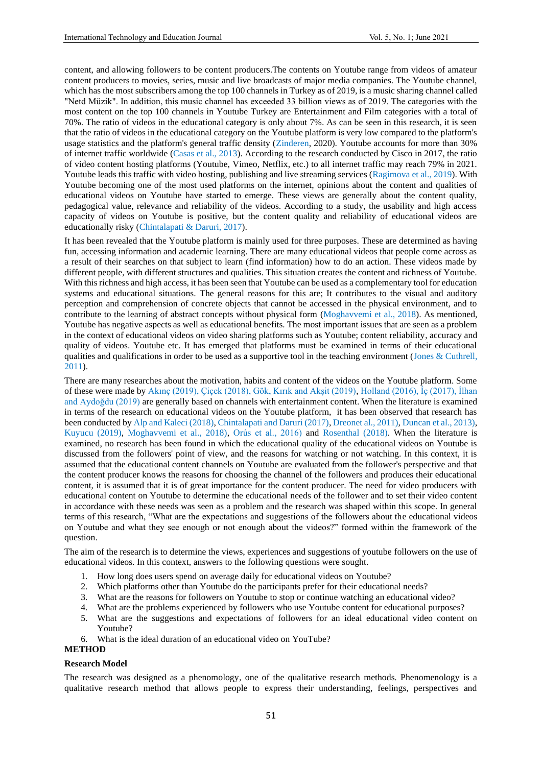content, and allowing followers to be content producers.The contents on Youtube range from videos of amateur content producers to movies, series, music and live broadcasts of major media companies. The Youtube channel, which has the most subscribers among the top 100 channels in Turkey as of 2019, is a music sharing channel called "Netd Müzik". In addition, this music channel has exceeded 33 billion views as of 2019. The categories with the most content on the top 100 channels in Youtube Turkey are Entertainment and Film categories with a total of 70%. The ratio of videos in the educational category is only about 7%. As can be seen in this research, it is seen that the ratio of videos in the educational category on the Youtube platform is very low compared to the platform's usage statistics and the platform's general traffic density (Zinderen, 2020). Youtube accounts for more than 30% of internet traffic worldwide (Casas et al., 2013). According to the research conducted by Cisco in 2017, the ratio of video content hosting platforms (Youtube, Vimeo, Netflix, etc.) to all internet traffic may reach 79% in 2021. Youtube leads this traffic with video hosting, publishing and live streaming services (Ragimova et al., 2019). With Youtube becoming one of the most used platforms on the internet, opinions about the content and qualities of educational videos on Youtube have started to emerge. These views are generally about the content quality, pedagogical value, relevance and reliability of the videos. According to a study, the usability and high access capacity of videos on Youtube is positive, but the content quality and reliability of educational videos are educationally risky (Chintalapati & Daruri, 2017).

It has been revealed that the Youtube platform is mainly used for three purposes. These are determined as having fun, accessing information and academic learning. There are many educational videos that people come across as a result of their searches on that subject to learn (find information) how to do an action. These videos made by different people, with different structures and qualities. This situation creates the content and richness of Youtube. With this richness and high access, it has been seen that Youtube can be used as a complementary tool for education systems and educational situations. The general reasons for this are; It contributes to the visual and auditory perception and comprehension of concrete objects that cannot be accessed in the physical environment, and to contribute to the learning of abstract concepts without physical form (Moghavvemi et al., 2018). As mentioned, Youtube has negative aspects as well as educational benefits. The most important issues that are seen as a problem in the context of educational videos on video sharing platforms such as Youtube; content reliability, accuracy and quality of videos. Youtube etc. It has emerged that platforms must be examined in terms of their educational qualities and qualifications in order to be used as a supportive tool in the teaching environment (Jones & Cuthrell, 2011).

There are many researches about the motivation, habits and content of the videos on the Youtube platform. Some of these were made by Akınç (2019), Çiçek (2018), Gök, Kırık and Akşit (2019), Holland (2016), İç (2017), İlhan and Aydoğdu (2019) are generally based on channels with entertainment content. When the literature is examined in terms of the research on educational videos on the Youtube platform, it has been observed that research has been conducted by Alp and Kaleci (2018), Chintalapati and Daruri (2017), Dreonet al., 2011), Duncan et al., 2013), Kuyucu (2019), Moghavvemi et al., 2018), Orús et al., 2016) and Rosenthal (2018). When the literature is examined, no research has been found in which the educational quality of the educational videos on Youtube is discussed from the followers' point of view, and the reasons for watching or not watching. In this context, it is assumed that the educational content channels on Youtube are evaluated from the follower's perspective and that the content producer knows the reasons for choosing the channel of the followers and produces their educational content, it is assumed that it is of great importance for the content producer. The need for video producers with educational content on Youtube to determine the educational needs of the follower and to set their video content in accordance with these needs was seen as a problem and the research was shaped within this scope. In general terms of this research, "What are the expectations and suggestions of the followers about the educational videos on Youtube and what they see enough or not enough about the videos?" formed within the framework of the question.

The aim of the research is to determine the views, experiences and suggestions of youtube followers on the use of educational videos. In this context, answers to the following questions were sought.

1. How long does users spend on average daily for educational videos on Youtube?
2. Which platforms other than Youtube do the participants prefer for their educational needs?
3. What are the reasons for followers on Youtube to stop or continue watching an educational video?
4. What are the problems experienced by followers who use Youtube content for educational purposes?
5. What are the suggestions and expectations of followers for an ideal educational video content on Youtube?
6. What is the ideal duration of an educational video on YouTube?

## METHOD

### Research Model

The research was designed as a phenomology, one of the qualitative research methods. Phenomenology is a qualitative research method that allows people to express their understanding, feelings, perspectives and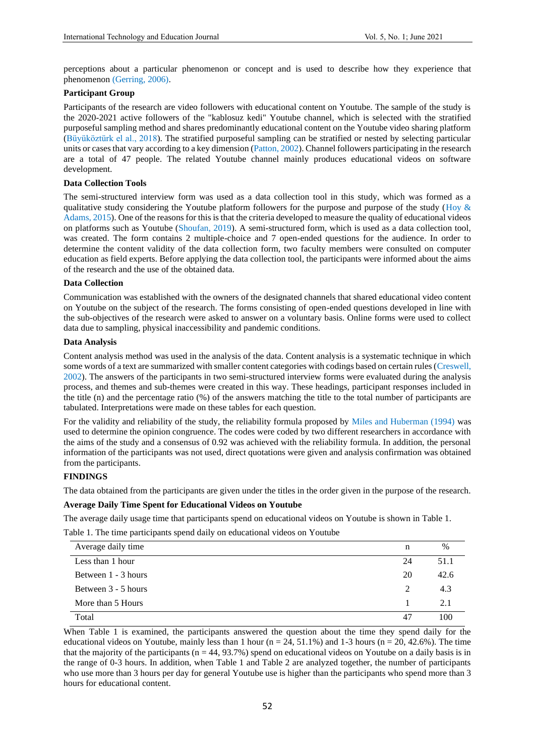perceptions about a particular phenomenon or concept and is used to describe how they experience that phenomenon (Gerring, 2006).

### Participant Group

Participants of the research are video followers with educational content on Youtube. The sample of the study is the 2020-2021 active followers of the "kablosuz kedi" Youtube channel, which is selected with the stratified purposeful sampling method and shares predominantly educational content on the Youtube video sharing platform (Büyüköztürk el al., 2018). The stratified purposeful sampling can be stratified or nested by selecting particular units or cases that vary according to a key dimension (Patton, 2002). Channel followers participating in the research are a total of 47 people. The related Youtube channel mainly produces educational videos on software development.

### Data Collection Tools

The semi-structured interview form was used as a data collection tool in this study, which was formed as a qualitative study considering the Youtube platform followers for the purpose and purpose of the study (Hoy & Adams, 2015). One of the reasons for this is that the criteria developed to measure the quality of educational videos on platforms such as Youtube (Shoufan, 2019). A semi-structured form, which is used as a data collection tool, was created. The form contains 2 multiple-choice and 7 open-ended questions for the audience. In order to determine the content validity of the data collection form, two faculty members were consulted on computer education as field experts. Before applying the data collection tool, the participants were informed about the aims of the research and the use of the obtained data.

### Data Collection

Communication was established with the owners of the designated channels that shared educational video content on Youtube on the subject of the research. The forms consisting of open-ended questions developed in line with the sub-objectives of the research were asked to answer on a voluntary basis. Online forms were used to collect data due to sampling, physical inaccessibility and pandemic conditions.

### Data Analysis

Content analysis method was used in the analysis of the data. Content analysis is a systematic technique in which some words of a text are summarized with smaller content categories with codings based on certain rules (Creswell, 2002). The answers of the participants in two semi-structured interview forms were evaluated during the analysis process, and themes and sub-themes were created in this way. These headings, participant responses included in the title (n) and the percentage ratio (%) of the answers matching the title to the total number of participants are tabulated. Interpretations were made on these tables for each question.

For the validity and reliability of the study, the reliability formula proposed by Miles and Huberman (1994) was used to determine the opinion congruence. The codes were coded by two different researchers in accordance with the aims of the study and a consensus of 0.92 was achieved with the reliability formula. In addition, the personal information of the participants was not used, direct quotations were given and analysis confirmation was obtained from the participants.

## FINDINGS

The data obtained from the participants are given under the titles in the order given in the purpose of the research.

### Average Daily Time Spent for Educational Videos on Youtube

The average daily usage time that participants spend on educational videos on Youtube is shown in Table 1.

Table 1. The time participants spend daily on educational videos on Youtube

| Average daily time | n | % |
|---|---|---|
| Less than 1 hour | 24 | 51.1 |
| Between 1 - 3 hours | 20 | 42.6 |
| Between 3 - 5 hours | 2 | 4.3 |
| More than 5 Hours | 1 | 2.1 |
| Total | 47 | 100 |

When Table 1 is examined, the participants answered the question about the time they spend daily for the educational videos on Youtube, mainly less than 1 hour (n = 24, 51.1%) and 1-3 hours (n = 20, 42.6%). The time that the majority of the participants (n = 44, 93.7%) spend on educational videos on Youtube on a daily basis is in the range of 0-3 hours. In addition, when Table 1 and Table 2 are analyzed together, the number of participants who use more than 3 hours per day for general Youtube use is higher than the participants who spend more than 3 hours for educational content.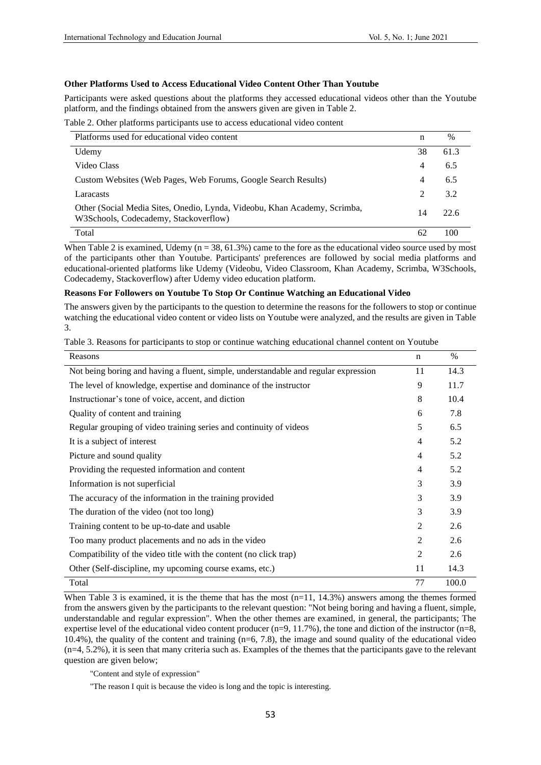**Other Platforms Used to Access Educational Video Content Other Than Youtube**

Participants were asked questions about the platforms they accessed educational videos other than the Youtube platform, and the findings obtained from the answers given are given in Table 2.

Table 2. Other platforms participants use to access educational video content

| Platforms used for educational video content | n | % |
|---|---|---|
| Udemy | 38 | 61.3 |
| Video Class | 4 | 6.5 |
| Custom Websites (Web Pages, Web Forums, Google Search Results) | 4 | 6.5 |
| Laracasts | 2 | 3.2 |
| Other (Social Media Sites, Onedio, Lynda, Videobu, Khan Academy, Scrimba, W3Schools, Codecademy, Stackoverflow) | 14 | 22.6 |
| Total | 62 | 100 |

When Table 2 is examined, Udemy (n = 38, 61.3%) came to the fore as the educational video source used by most of the participants other than Youtube. Participants' preferences are followed by social media platforms and educational-oriented platforms like Udemy (Videobu, Video Classroom, Khan Academy, Scrimba, W3Schools, Codecademy, Stackoverflow) after Udemy video education platform.

**Reasons For Followers on Youtube To Stop Or Continue Watching an Educational Video**

The answers given by the participants to the question to determine the reasons for the followers to stop or continue watching the educational video content or video lists on Youtube were analyzed, and the results are given in Table 3.

Table 3. Reasons for participants to stop or continue watching educational channel content on Youtube

| Reasons | n | % |
|---|---|---|
| Not being boring and having a fluent, simple, understandable and regular expression | 11 | 14.3 |
| The level of knowledge, expertise and dominance of the instructor | 9 | 11.7 |
| Instructionar's tone of voice, accent, and diction | 8 | 10.4 |
| Quality of content and training | 6 | 7.8 |
| Regular grouping of video training series and continuity of videos | 5 | 6.5 |
| It is a subject of interest | 4 | 5.2 |
| Picture and sound quality | 4 | 5.2 |
| Providing the requested information and content | 4 | 5.2 |
| Information is not superficial | 3 | 3.9 |
| The accuracy of the information in the training provided | 3 | 3.9 |
| The duration of the video (not too long) | 3 | 3.9 |
| Training content to be up-to-date and usable | 2 | 2.6 |
| Too many product placements and no ads in the video | 2 | 2.6 |
| Compatibility of the video title with the content (no click trap) | 2 | 2.6 |
| Other (Self-discipline, my upcoming course exams, etc.) | 11 | 14.3 |
| Total | 77 | 100.0 |

When Table 3 is examined, it is the theme that has the most (n=11, 14.3%) answers among the themes formed from the answers given by the participants to the relevant question: "Not being boring and having a fluent, simple, understandable and regular expression". When the other themes are examined, in general, the participants; The expertise level of the educational video content producer (n=9, 11.7%), the tone and diction of the instructor (n=8, 10.4%), the quality of the content and training (n=6, 7.8), the image and sound quality of the educational video (n=4, 5.2%), it is seen that many criteria such as. Examples of the themes that the participants gave to the relevant question are given below;

"Content and style of expression"

"The reason I quit is because the video is long and the topic is interesting.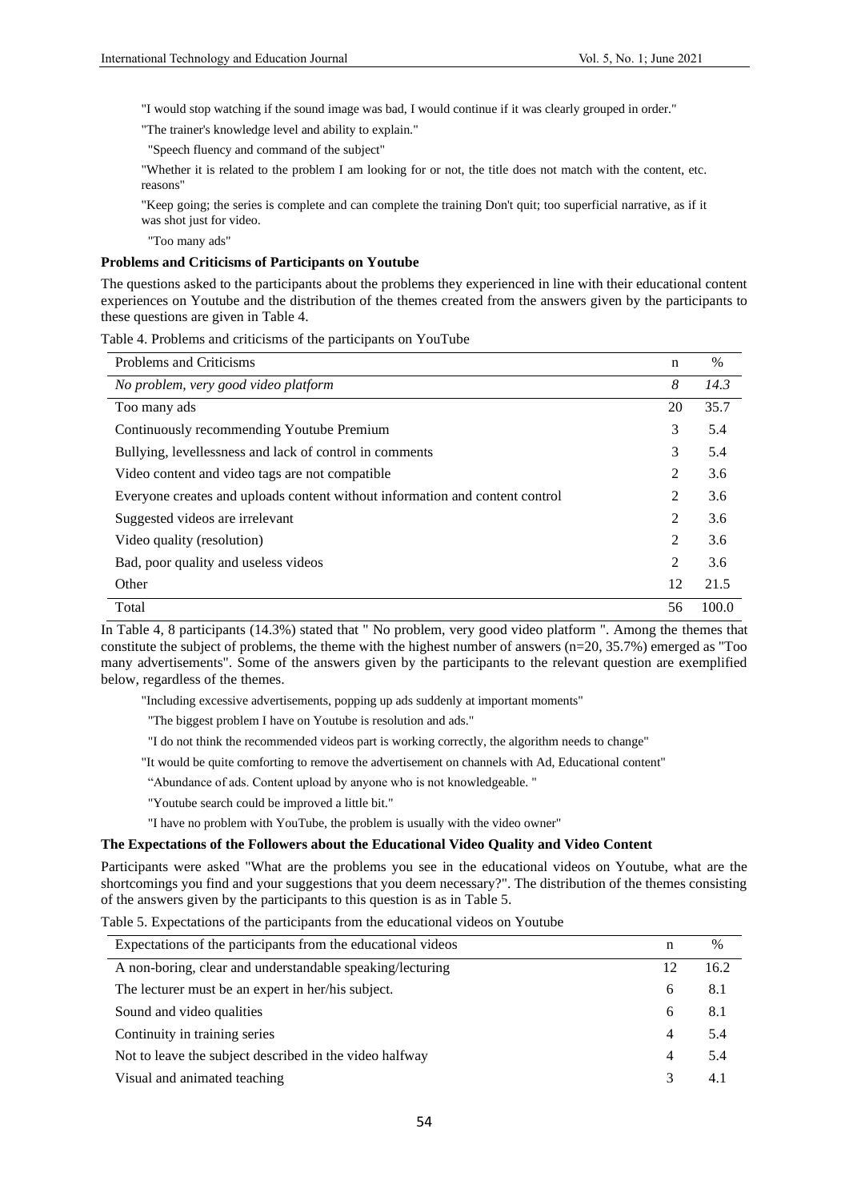"I would stop watching if the sound image was bad, I would continue if it was clearly grouped in order."

"The trainer's knowledge level and ability to explain."

"Speech fluency and command of the subject"

"Whether it is related to the problem I am looking for or not, the title does not match with the content, etc. reasons"

"Keep going; the series is complete and can complete the training Don't quit; too superficial narrative, as if it was shot just for video.

"Too many ads"

**Problems and Criticisms of Participants on Youtube**

The questions asked to the participants about the problems they experienced in line with their educational content experiences on Youtube and the distribution of the themes created from the answers given by the participants to these questions are given in Table 4.

Table 4. Problems and criticisms of the participants on YouTube

| Problems and Criticisms | n | % |
|---|---|---|
| *No problem, very good video platform* | *8* | *14.3* |
| Too many ads | 20 | 35.7 |
| Continuously recommending Youtube Premium | 3 | 5.4 |
| Bullying, levellessness and lack of control in comments | 3 | 5.4 |
| Video content and video tags are not compatible | 2 | 3.6 |
| Everyone creates and uploads content without information and content control | 2 | 3.6 |
| Suggested videos are irrelevant | 2 | 3.6 |
| Video quality (resolution) | 2 | 3.6 |
| Bad, poor quality and useless videos | 2 | 3.6 |
| Other | 12 | 21.5 |
| Total | 56 | 100.0 |

In Table 4, 8 participants (14.3%) stated that " No problem, very good video platform ". Among the themes that constitute the subject of problems, the theme with the highest number of answers (n=20, 35.7%) emerged as "Too many advertisements". Some of the answers given by the participants to the relevant question are exemplified below, regardless of the themes.

"Including excessive advertisements, popping up ads suddenly at important moments"

"The biggest problem I have on Youtube is resolution and ads."

"I do not think the recommended videos part is working correctly, the algorithm needs to change"

"It would be quite comforting to remove the advertisement on channels with Ad, Educational content"

"Abundance of ads. Content upload by anyone who is not knowledgeable. "

"Youtube search could be improved a little bit."

"I have no problem with YouTube, the problem is usually with the video owner"

**The Expectations of the Followers about the Educational Video Quality and Video Content**

Participants were asked "What are the problems you see in the educational videos on Youtube, what are the shortcomings you find and your suggestions that you deem necessary?". The distribution of the themes consisting of the answers given by the participants to this question is as in Table 5.

Table 5. Expectations of the participants from the educational videos on Youtube

| Expectations of the participants from the educational videos | n | % |
|---|---|---|
| A non-boring, clear and understandable speaking/lecturing | 12 | 16.2 |
| The lecturer must be an expert in her/his subject. | 6 | 8.1 |
| Sound and video qualities | 6 | 8.1 |
| Continuity in training series | 4 | 5.4 |
| Not to leave the subject described in the video halfway | 4 | 5.4 |
| Visual and animated teaching | 3 | 4.1 |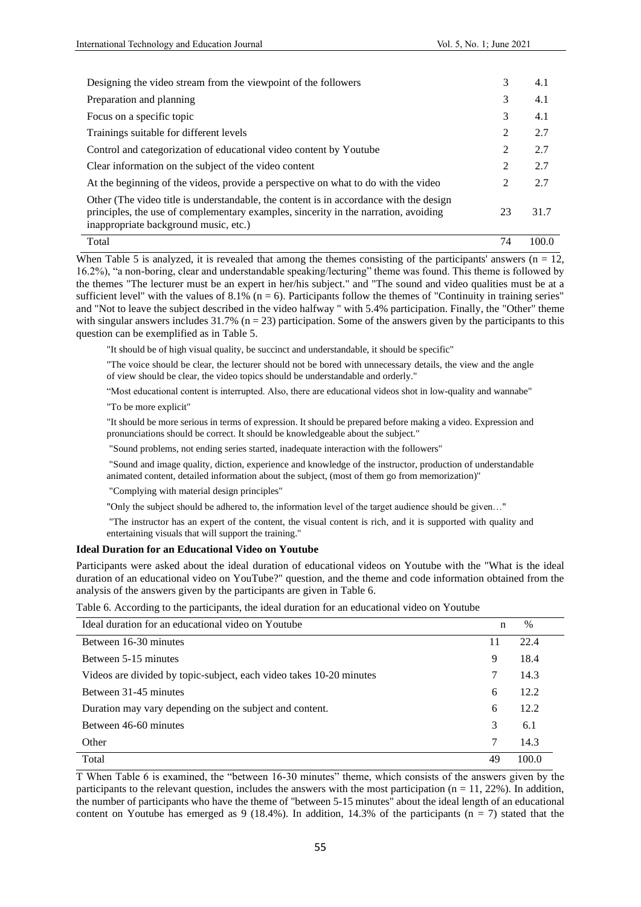| | | |
|---|---|---|
| Designing the video stream from the viewpoint of the followers | 3 | 4.1 |
| Preparation and planning | 3 | 4.1 |
| Focus on a specific topic | 3 | 4.1 |
| Trainings suitable for different levels | 2 | 2.7 |
| Control and categorization of educational video content by Youtube | 2 | 2.7 |
| Clear information on the subject of the video content | 2 | 2.7 |
| At the beginning of the videos, provide a perspective on what to do with the video | 2 | 2.7 |
| Other (The video title is understandable, the content is in accordance with the design principles, the use of complementary examples, sincerity in the narration, avoiding inappropriate background music, etc.) | 23 | 31.7 |
| Total | 74 | 100.0 |

When Table 5 is analyzed, it is revealed that among the themes consisting of the participants' answers (n = 12, 16.2%), "a non-boring, clear and understandable speaking/lecturing" theme was found. This theme is followed by the themes "The lecturer must be an expert in her/his subject." and "The sound and video qualities must be at a sufficient level" with the values of 8.1% (n = 6). Participants follow the themes of "Continuity in training series" and "Not to leave the subject described in the video halfway " with 5.4% participation. Finally, the "Other" theme with singular answers includes 31.7% (n = 23) participation. Some of the answers given by the participants to this question can be exemplified as in Table 5.

> "It should be of high visual quality, be succinct and understandable, it should be specific"
>
> "The voice should be clear, the lecturer should not be bored with unnecessary details, the view and the angle of view should be clear, the video topics should be understandable and orderly."
>
> "Most educational content is interrupted. Also, there are educational videos shot in low-quality and wannabe"
>
> "To be more explicit"
>
> "It should be more serious in terms of expression. It should be prepared before making a video. Expression and pronunciations should be correct. It should be knowledgeable about the subject."
>
> "Sound problems, not ending series started, inadequate interaction with the followers"
>
> "Sound and image quality, diction, experience and knowledge of the instructor, production of understandable animated content, detailed information about the subject, (most of them go from memorization)"
>
> "Complying with material design principles"
>
> "Only the subject should be adhered to, the information level of the target audience should be given…"
>
> "The instructor has an expert of the content, the visual content is rich, and it is supported with quality and entertaining visuals that will support the training."

**Ideal Duration for an Educational Video on Youtube**

Participants were asked about the ideal duration of educational videos on Youtube with the "What is the ideal duration of an educational video on YouTube?" question, and the theme and code information obtained from the analysis of the answers given by the participants are given in Table 6.

Table 6. According to the participants, the ideal duration for an educational video on Youtube

| Ideal duration for an educational video on Youtube | n | % |
|---|---|---|
| Between 16-30 minutes | 11 | 22.4 |
| Between 5-15 minutes | 9 | 18.4 |
| Videos are divided by topic-subject, each video takes 10-20 minutes | 7 | 14.3 |
| Between 31-45 minutes | 6 | 12.2 |
| Duration may vary depending on the subject and content. | 6 | 12.2 |
| Between 46-60 minutes | 3 | 6.1 |
| Other | 7 | 14.3 |
| Total | 49 | 100.0 |

T When Table 6 is examined, the "between 16-30 minutes" theme, which consists of the answers given by the participants to the relevant question, includes the answers with the most participation (n = 11, 22%). In addition, the number of participants who have the theme of "between 5-15 minutes" about the ideal length of an educational content on Youtube has emerged as 9 (18.4%). In addition, 14.3% of the participants (n = 7) stated that the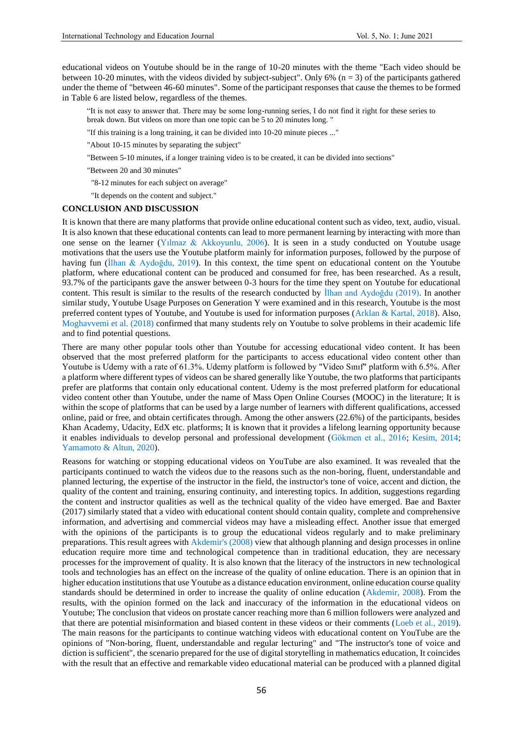educational videos on Youtube should be in the range of 10-20 minutes with the theme "Each video should be between 10-20 minutes, with the videos divided by subject-subject". Only 6% (n = 3) of the participants gathered under the theme of "between 46-60 minutes". Some of the participant responses that cause the themes to be formed in Table 6 are listed below, regardless of the themes.

> "It is not easy to answer that. There may be some long-running series, I do not find it right for these series to break down. But videos on more than one topic can be 5 to 20 minutes long. "
>
> "If this training is a long training, it can be divided into 10-20 minute pieces ..."
>
> "About 10-15 minutes by separating the subject"
>
> "Between 5-10 minutes, if a longer training video is to be created, it can be divided into sections"
>
> "Between 20 and 30 minutes"
>
> "8-12 minutes for each subject on average"
>
> "It depends on the content and subject."

## CONCLUSION AND DISCUSSION

It is known that there are many platforms that provide online educational content such as video, text, audio, visual. It is also known that these educational contents can lead to more permanent learning by interacting with more than one sense on the learner (Yılmaz & Akkoyunlu, 2006). It is seen in a study conducted on Youtube usage motivations that the users use the Youtube platform mainly for information purposes, followed by the purpose of having fun (İlhan & Aydoğdu, 2019). In this context, the time spent on educational content on the Youtube platform, where educational content can be produced and consumed for free, has been researched. As a result, 93.7% of the participants gave the answer between 0-3 hours for the time they spent on Youtube for educational content. This result is similar to the results of the research conducted by İlhan and Aydoğdu (2019). In another similar study, Youtube Usage Purposes on Generation Y were examined and in this research, Youtube is the most preferred content types of Youtube, and Youtube is used for information purposes (Arklan & Kartal, 2018). Also, Moghavvemi et al. (2018) confirmed that many students rely on Youtube to solve problems in their academic life and to find potential questions.

There are many other popular tools other than Youtube for accessing educational video content. It has been observed that the most preferred platform for the participants to access educational video content other than Youtube is Udemy with a rate of 61.3%. Udemy platform is followed by "Video Sınıf" platform with 6.5%. After a platform where different types of videos can be shared generally like Youtube, the two platforms that participants prefer are platforms that contain only educational content. Udemy is the most preferred platform for educational video content other than Youtube, under the name of Mass Open Online Courses (MOOC) in the literature; It is within the scope of platforms that can be used by a large number of learners with different qualifications, accessed online, paid or free, and obtain certificates through. Among the other answers (22.6%) of the participants, besides Khan Academy, Udacity, EdX etc. platforms; It is known that it provides a lifelong learning opportunity because it enables individuals to develop personal and professional development (Gökmen et al., 2016; Kesim, 2014; Yamamoto & Altun, 2020).

Reasons for watching or stopping educational videos on YouTube are also examined. It was revealed that the participants continued to watch the videos due to the reasons such as the non-boring, fluent, understandable and planned lecturing, the expertise of the instructor in the field, the instructor's tone of voice, accent and diction, the quality of the content and training, ensuring continuity, and interesting topics. In addition, suggestions regarding the content and instructor qualities as well as the technical quality of the video have emerged. Bae and Baxter (2017) similarly stated that a video with educational content should contain quality, complete and comprehensive information, and advertising and commercial videos may have a misleading effect. Another issue that emerged with the opinions of the participants is to group the educational videos regularly and to make preliminary preparations. This result agrees with Akdemir's (2008) view that although planning and design processes in online education require more time and technological competence than in traditional education, they are necessary processes for the improvement of quality. It is also known that the literacy of the instructors in new technological tools and technologies has an effect on the increase of the quality of online education. There is an opinion that in higher education institutions that use Youtube as a distance education environment, online education course quality standards should be determined in order to increase the quality of online education (Akdemir, 2008). From the results, with the opinion formed on the lack and inaccuracy of the information in the educational videos on Youtube; The conclusion that videos on prostate cancer reaching more than 6 million followers were analyzed and that there are potential misinformation and biased content in these videos or their comments (Loeb et al., 2019). The main reasons for the participants to continue watching videos with educational content on YouTube are the opinions of "Non-boring, fluent, understandable and regular lecturing" and "The instructor's tone of voice and diction is sufficient", the scenario prepared for the use of digital storytelling in mathematics education, It coincides with the result that an effective and remarkable video educational material can be produced with a planned digital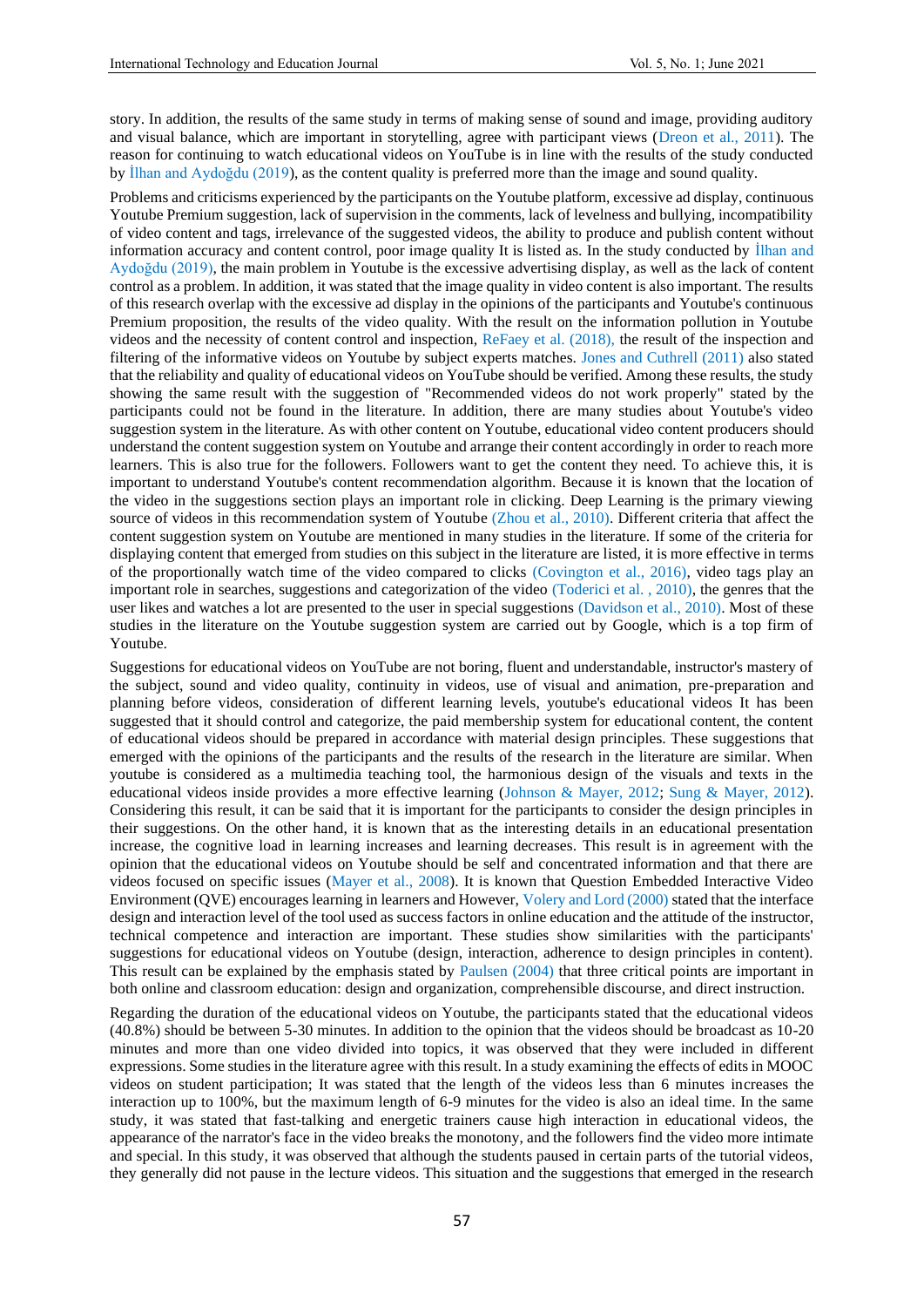story. In addition, the results of the same study in terms of making sense of sound and image, providing auditory and visual balance, which are important in storytelling, agree with participant views (Dreon et al., 2011). The reason for continuing to watch educational videos on YouTube is in line with the results of the study conducted by İlhan and Aydoğdu (2019), as the content quality is preferred more than the image and sound quality.

Problems and criticisms experienced by the participants on the Youtube platform, excessive ad display, continuous Youtube Premium suggestion, lack of supervision in the comments, lack of levelness and bullying, incompatibility of video content and tags, irrelevance of the suggested videos, the ability to produce and publish content without information accuracy and content control, poor image quality It is listed as. In the study conducted by İlhan and Aydoğdu (2019), the main problem in Youtube is the excessive advertising display, as well as the lack of content control as a problem. In addition, it was stated that the image quality in video content is also important. The results of this research overlap with the excessive ad display in the opinions of the participants and Youtube's continuous Premium proposition, the results of the video quality. With the result on the information pollution in Youtube videos and the necessity of content control and inspection, ReFaey et al. (2018), the result of the inspection and filtering of the informative videos on Youtube by subject experts matches. Jones and Cuthrell (2011) also stated that the reliability and quality of educational videos on YouTube should be verified. Among these results, the study showing the same result with the suggestion of "Recommended videos do not work properly" stated by the participants could not be found in the literature. In addition, there are many studies about Youtube's video suggestion system in the literature. As with other content on Youtube, educational video content producers should understand the content suggestion system on Youtube and arrange their content accordingly in order to reach more learners. This is also true for the followers. Followers want to get the content they need. To achieve this, it is important to understand Youtube's content recommendation algorithm. Because it is known that the location of the video in the suggestions section plays an important role in clicking. Deep Learning is the primary viewing source of videos in this recommendation system of Youtube (Zhou et al., 2010). Different criteria that affect the content suggestion system on Youtube are mentioned in many studies in the literature. If some of the criteria for displaying content that emerged from studies on this subject in the literature are listed, it is more effective in terms of the proportionally watch time of the video compared to clicks (Covington et al., 2016), video tags play an important role in searches, suggestions and categorization of the video (Toderici et al. , 2010), the genres that the user likes and watches a lot are presented to the user in special suggestions (Davidson et al., 2010). Most of these studies in the literature on the Youtube suggestion system are carried out by Google, which is a top firm of Youtube.

Suggestions for educational videos on YouTube are not boring, fluent and understandable, instructor's mastery of the subject, sound and video quality, continuity in videos, use of visual and animation, pre-preparation and planning before videos, consideration of different learning levels, youtube's educational videos It has been suggested that it should control and categorize, the paid membership system for educational content, the content of educational videos should be prepared in accordance with material design principles. These suggestions that emerged with the opinions of the participants and the results of the research in the literature are similar. When youtube is considered as a multimedia teaching tool, the harmonious design of the visuals and texts in the educational videos inside provides a more effective learning (Johnson & Mayer, 2012; Sung & Mayer, 2012). Considering this result, it can be said that it is important for the participants to consider the design principles in their suggestions. On the other hand, it is known that as the interesting details in an educational presentation increase, the cognitive load in learning increases and learning decreases. This result is in agreement with the opinion that the educational videos on Youtube should be self and concentrated information and that there are videos focused on specific issues (Mayer et al., 2008). It is known that Question Embedded Interactive Video Environment (QVE) encourages learning in learners and However, Volery and Lord (2000) stated that the interface design and interaction level of the tool used as success factors in online education and the attitude of the instructor, technical competence and interaction are important. These studies show similarities with the participants' suggestions for educational videos on Youtube (design, interaction, adherence to design principles in content). This result can be explained by the emphasis stated by Paulsen (2004) that three critical points are important in both online and classroom education: design and organization, comprehensible discourse, and direct instruction.

Regarding the duration of the educational videos on Youtube, the participants stated that the educational videos (40.8%) should be between 5-30 minutes. In addition to the opinion that the videos should be broadcast as 10-20 minutes and more than one video divided into topics, it was observed that they were included in different expressions. Some studies in the literature agree with this result. In a study examining the effects of edits in MOOC videos on student participation; It was stated that the length of the videos less than 6 minutes increases the interaction up to 100%, but the maximum length of 6-9 minutes for the video is also an ideal time. In the same study, it was stated that fast-talking and energetic trainers cause high interaction in educational videos, the appearance of the narrator's face in the video breaks the monotony, and the followers find the video more intimate and special. In this study, it was observed that although the students paused in certain parts of the tutorial videos, they generally did not pause in the lecture videos. This situation and the suggestions that emerged in the research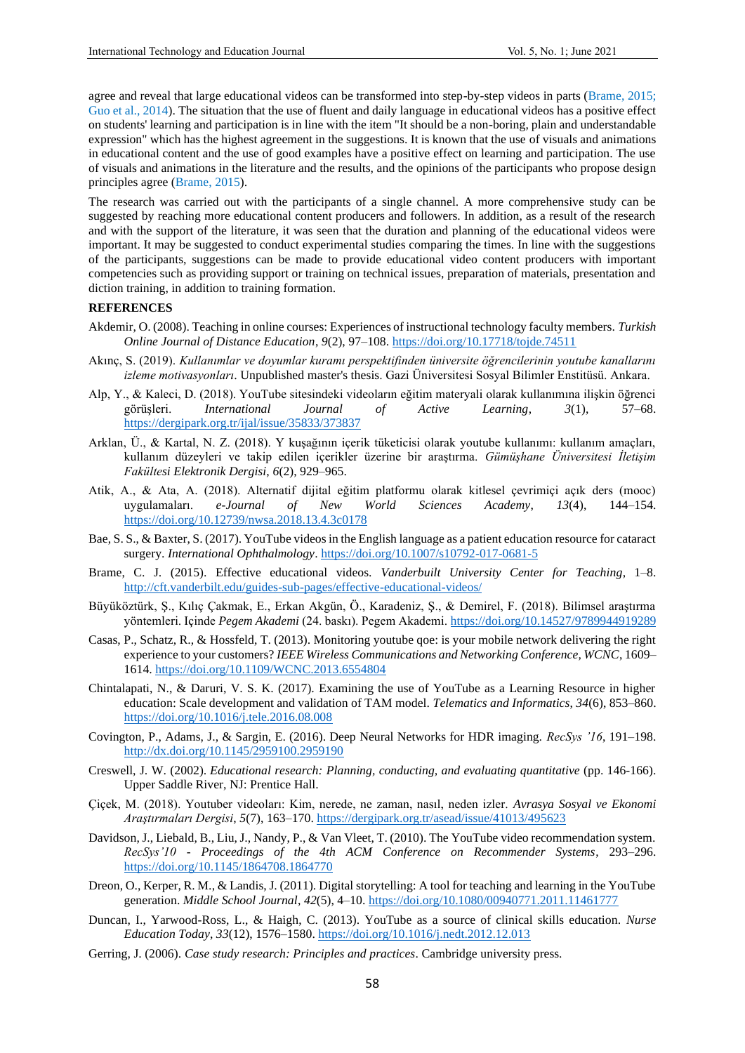agree and reveal that large educational videos can be transformed into step-by-step videos in parts (Brame, 2015; Guo et al., 2014). The situation that the use of fluent and daily language in educational videos has a positive effect on students' learning and participation is in line with the item "It should be a non-boring, plain and understandable expression" which has the highest agreement in the suggestions. It is known that the use of visuals and animations in educational content and the use of good examples have a positive effect on learning and participation. The use of visuals and animations in the literature and the results, and the opinions of the participants who propose design principles agree (Brame, 2015).

The research was carried out with the participants of a single channel. A more comprehensive study can be suggested by reaching more educational content producers and followers. In addition, as a result of the research and with the support of the literature, it was seen that the duration and planning of the educational videos were important. It may be suggested to conduct experimental studies comparing the times. In line with the suggestions of the participants, suggestions can be made to provide educational video content producers with important competencies such as providing support or training on technical issues, preparation of materials, presentation and diction training, in addition to training formation.

## REFERENCES

Akdemir, O. (2008). Teaching in online courses: Experiences of instructional technology faculty members. *Turkish Online Journal of Distance Education*, *9*(2), 97–108. https://doi.org/10.17718/tojde.74511

Akınç, S. (2019). *Kullanımlar ve doyumlar kuramı perspektifinden üniversite öğrencilerinin youtube kanallarını izleme motivasyonları*. Unpublished master's thesis. Gazi Üniversitesi Sosyal Bilimler Enstitüsü. Ankara.

Alp, Y., & Kaleci, D. (2018). YouTube sitesindeki videoların eğitim materyali olarak kullanımına ilişkin öğrenci görüşleri. *International Journal of Active Learning*, *3*(1), 57–68. https://dergipark.org.tr/ijal/issue/35833/373837

Arklan, Ü., & Kartal, N. Z. (2018). Y kuşağının içerik tüketicisi olarak youtube kullanımı: kullanım amaçları, kullanım düzeyleri ve takip edilen içerikler üzerine bir araştırma. *Gümüşhane Üniversitesi İletişim Fakültesi Elektronik Dergisi*, *6*(2), 929–965.

Atik, A., & Ata, A. (2018). Alternatif dijital eğitim platformu olarak kitlesel çevrimiçi açık ders (mooc) uygulamaları. *e-Journal of New World Sciences Academy*, *13*(4), 144–154. https://doi.org/10.12739/nwsa.2018.13.4.3c0178

Bae, S. S., & Baxter, S. (2017). YouTube videos in the English language as a patient education resource for cataract surgery. *International Ophthalmology*. https://doi.org/10.1007/s10792-017-0681-5

Brame, C. J. (2015). Effective educational videos. *Vanderbuilt University Center for Teaching*, 1–8. http://cft.vanderbilt.edu/guides-sub-pages/effective-educational-videos/

Büyüköztürk, Ş., Kılıç Çakmak, E., Erkan Akgün, Ö., Karadeniz, Ş., & Demirel, F. (2018). Bilimsel araştırma yöntemleri. Içinde *Pegem Akademi* (24. baskı). Pegem Akademi. https://doi.org/10.14527/9789944919289

Casas, P., Schatz, R., & Hossfeld, T. (2013). Monitoring youtube qoe: is your mobile network delivering the right experience to your customers? *IEEE Wireless Communications and Networking Conference, WCNC*, 1609–1614. https://doi.org/10.1109/WCNC.2013.6554804

Chintalapati, N., & Daruri, V. S. K. (2017). Examining the use of YouTube as a Learning Resource in higher education: Scale development and validation of TAM model. *Telematics and Informatics*, *34*(6), 853–860. https://doi.org/10.1016/j.tele.2016.08.008

Covington, P., Adams, J., & Sargin, E. (2016). Deep Neural Networks for HDR imaging. *RecSys '16*, 191–198. http://dx.doi.org/10.1145/2959100.2959190

Creswell, J. W. (2002). *Educational research: Planning, conducting, and evaluating quantitative* (pp. 146-166). Upper Saddle River, NJ: Prentice Hall.

Çiçek, M. (2018). Youtuber videoları: Kim, nerede, ne zaman, nasıl, neden izler. *Avrasya Sosyal ve Ekonomi Araştırmaları Dergisi*, *5*(7), 163–170. https://dergipark.org.tr/asead/issue/41013/495623

Davidson, J., Liebald, B., Liu, J., Nandy, P., & Van Vleet, T. (2010). The YouTube video recommendation system. *RecSys'10 - Proceedings of the 4th ACM Conference on Recommender Systems*, 293–296. https://doi.org/10.1145/1864708.1864770

Dreon, O., Kerper, R. M., & Landis, J. (2011). Digital storytelling: A tool for teaching and learning in the YouTube generation. *Middle School Journal*, *42*(5), 4–10. https://doi.org/10.1080/00940771.2011.11461777

Duncan, I., Yarwood-Ross, L., & Haigh, C. (2013). YouTube as a source of clinical skills education. *Nurse Education Today*, *33*(12), 1576–1580. https://doi.org/10.1016/j.nedt.2012.12.013

Gerring, J. (2006). *Case study research: Principles and practices*. Cambridge university press.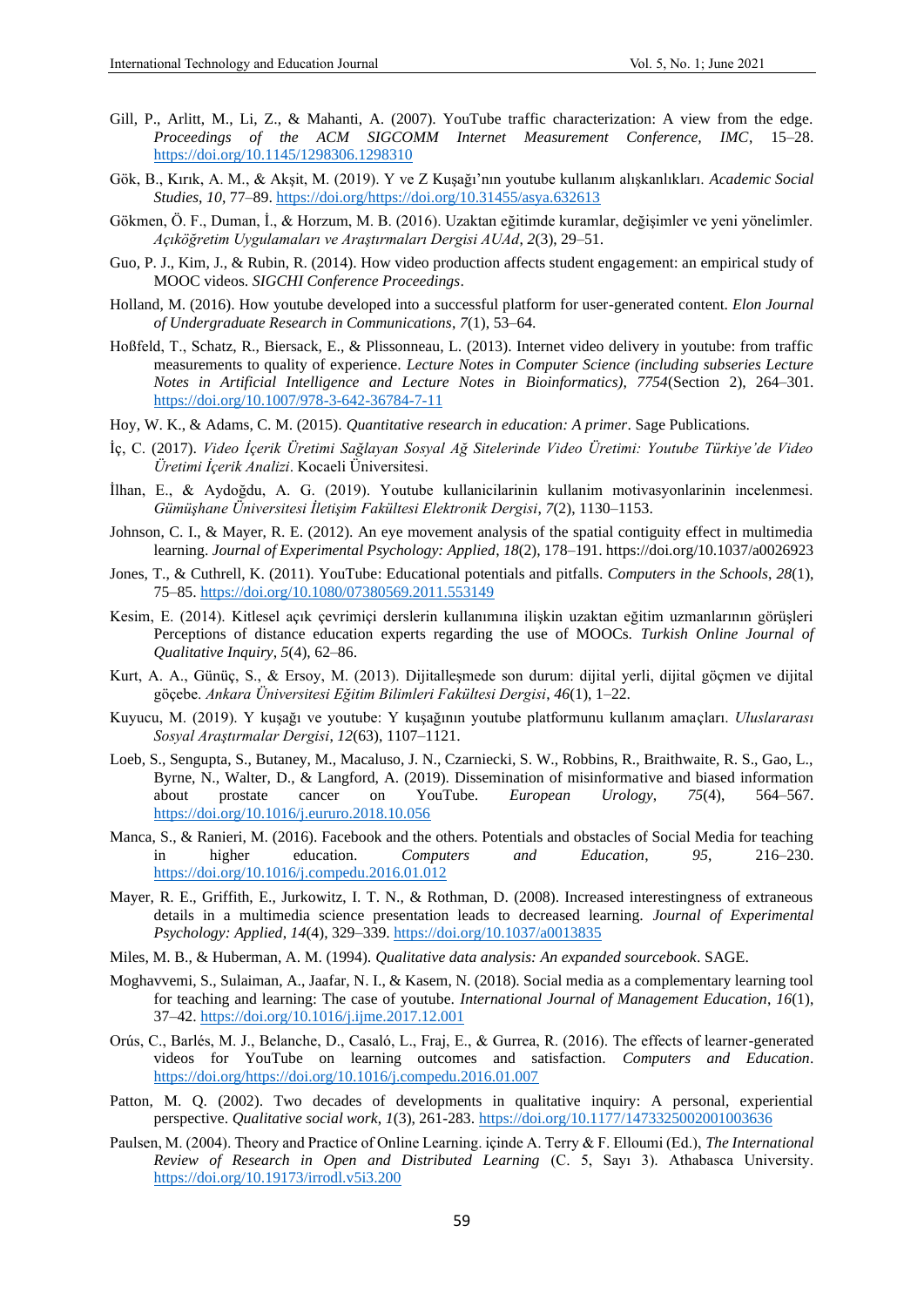Gill, P., Arlitt, M., Li, Z., & Mahanti, A. (2007). YouTube traffic characterization: A view from the edge. *Proceedings of the ACM SIGCOMM Internet Measurement Conference, IMC*, 15–28. https://doi.org/10.1145/1298306.1298310

Gök, B., Kırık, A. M., & Akşit, M. (2019). Y ve Z Kuşağı'nın youtube kullanım alışkanlıkları. *Academic Social Studies*, *10*, 77–89. https://doi.org/https://doi.org/10.31455/asya.632613

Gökmen, Ö. F., Duman, İ., & Horzum, M. B. (2016). Uzaktan eğitimde kuramlar, değişimler ve yeni yönelimler. *Açıköğretim Uygulamaları ve Araştırmaları Dergisi AUAd*, *2*(3), 29–51.

Guo, P. J., Kim, J., & Rubin, R. (2014). How video production affects student engagement: an empirical study of MOOC videos. *SIGCHI Conference Proceedings*.

Holland, M. (2016). How youtube developed into a successful platform for user-generated content. *Elon Journal of Undergraduate Research in Communications*, *7*(1), 53–64.

Hoßfeld, T., Schatz, R., Biersack, E., & Plissonneau, L. (2013). Internet video delivery in youtube: from traffic measurements to quality of experience. *Lecture Notes in Computer Science (including subseries Lecture Notes in Artificial Intelligence and Lecture Notes in Bioinformatics)*, *7754*(Section 2), 264–301. https://doi.org/10.1007/978-3-642-36784-7-11

Hoy, W. K., & Adams, C. M. (2015). *Quantitative research in education: A primer*. Sage Publications.

İç, C. (2017). *Video İçerik Üretimi Sağlayan Sosyal Ağ Sitelerinde Video Üretimi: Youtube Türkiye'de Video Üretimi İçerik Analizi*. Kocaeli Üniversitesi.

İlhan, E., & Aydoğdu, A. G. (2019). Youtube kullanicilarinin kullanim motivasyonlarinin incelenmesi. *Gümüşhane Üniversitesi İletişim Fakültesi Elektronik Dergisi*, *7*(2), 1130–1153.

Johnson, C. I., & Mayer, R. E. (2012). An eye movement analysis of the spatial contiguity effect in multimedia learning. *Journal of Experimental Psychology: Applied*, *18*(2), 178–191. https://doi.org/10.1037/a0026923

Jones, T., & Cuthrell, K. (2011). YouTube: Educational potentials and pitfalls. *Computers in the Schools*, *28*(1), 75–85. https://doi.org/10.1080/07380569.2011.553149

Kesim, E. (2014). Kitlesel açık çevrimiçi derslerin kullanımına ilişkin uzaktan eğitim uzmanlarının görüşleri Perceptions of distance education experts regarding the use of MOOCs. *Turkish Online Journal of Qualitative Inquiry*, *5*(4), 62–86.

Kurt, A. A., Günüç, S., & Ersoy, M. (2013). Dijitalleşmede son durum: dijital yerli, dijital göçmen ve dijital göçebe. *Ankara Üniversitesi Eğitim Bilimleri Fakültesi Dergisi*, *46*(1), 1–22.

Kuyucu, M. (2019). Y kuşağı ve youtube: Y kuşağının youtube platformunu kullanım amaçları. *Uluslararası Sosyal Araştırmalar Dergisi*, *12*(63), 1107–1121.

Loeb, S., Sengupta, S., Butaney, M., Macaluso, J. N., Czarniecki, S. W., Robbins, R., Braithwaite, R. S., Gao, L., Byrne, N., Walter, D., & Langford, A. (2019). Dissemination of misinformative and biased information about prostate cancer on YouTube. *European Urology*, *75*(4), 564–567. https://doi.org/10.1016/j.eururo.2018.10.056

Manca, S., & Ranieri, M. (2016). Facebook and the others. Potentials and obstacles of Social Media for teaching in higher education. *Computers and Education*, *95*, 216–230. https://doi.org/10.1016/j.compedu.2016.01.012

Mayer, R. E., Griffith, E., Jurkowitz, I. T. N., & Rothman, D. (2008). Increased interestingness of extraneous details in a multimedia science presentation leads to decreased learning. *Journal of Experimental Psychology: Applied*, *14*(4), 329–339. https://doi.org/10.1037/a0013835

Miles, M. B., & Huberman, A. M. (1994). *Qualitative data analysis: An expanded sourcebook*. SAGE.

Moghavvemi, S., Sulaiman, A., Jaafar, N. I., & Kasem, N. (2018). Social media as a complementary learning tool for teaching and learning: The case of youtube. *International Journal of Management Education*, *16*(1), 37–42. https://doi.org/10.1016/j.ijme.2017.12.001

Orús, C., Barlés, M. J., Belanche, D., Casaló, L., Fraj, E., & Gurrea, R. (2016). The effects of learner-generated videos for YouTube on learning outcomes and satisfaction. *Computers and Education*. https://doi.org/https://doi.org/10.1016/j.compedu.2016.01.007

Patton, M. Q. (2002). Two decades of developments in qualitative inquiry: A personal, experiential perspective. *Qualitative social work*, *1*(3), 261-283. https://doi.org/10.1177/1473325002001003636

Paulsen, M. (2004). Theory and Practice of Online Learning. içinde A. Terry & F. Elloumi (Ed.), *The International Review of Research in Open and Distributed Learning* (C. 5, Sayı 3). Athabasca University. https://doi.org/10.19173/irrodl.v5i3.200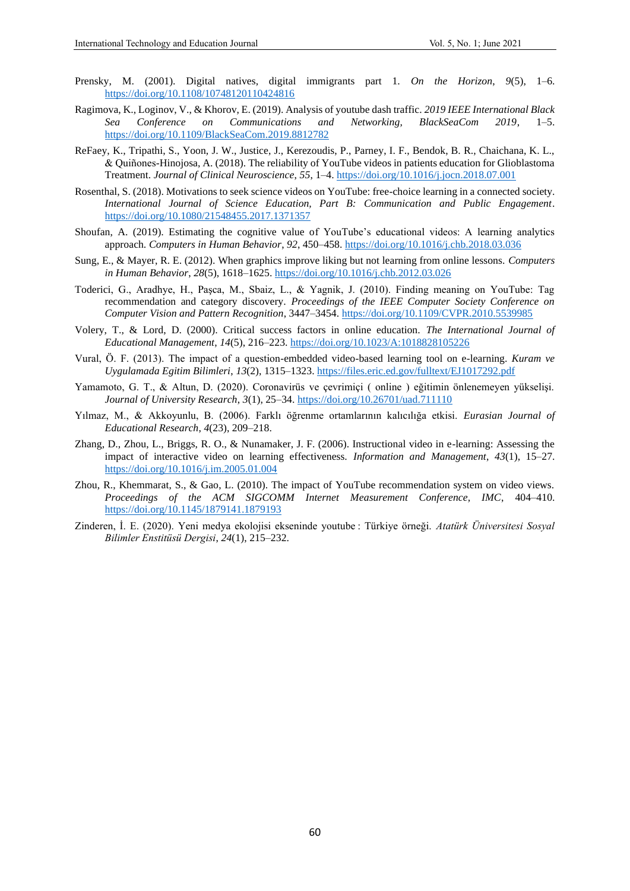Prensky, M. (2001). Digital natives, digital immigrants part 1. *On the Horizon*, *9*(5), 1–6. https://doi.org/10.1108/10748120110424816

Ragimova, K., Loginov, V., & Khorov, E. (2019). Analysis of youtube dash traffic. *2019 IEEE International Black Sea Conference on Communications and Networking, BlackSeaCom 2019*, 1–5. https://doi.org/10.1109/BlackSeaCom.2019.8812782

ReFaey, K., Tripathi, S., Yoon, J. W., Justice, J., Kerezoudis, P., Parney, I. F., Bendok, B. R., Chaichana, K. L., & Quiñones-Hinojosa, A. (2018). The reliability of YouTube videos in patients education for Glioblastoma Treatment. *Journal of Clinical Neuroscience*, *55*, 1–4. https://doi.org/10.1016/j.jocn.2018.07.001

Rosenthal, S. (2018). Motivations to seek science videos on YouTube: free-choice learning in a connected society. *International Journal of Science Education, Part B: Communication and Public Engagement*. https://doi.org/10.1080/21548455.2017.1371357

Shoufan, A. (2019). Estimating the cognitive value of YouTube's educational videos: A learning analytics approach. *Computers in Human Behavior*, *92*, 450–458. https://doi.org/10.1016/j.chb.2018.03.036

Sung, E., & Mayer, R. E. (2012). When graphics improve liking but not learning from online lessons. *Computers in Human Behavior*, *28*(5), 1618–1625. https://doi.org/10.1016/j.chb.2012.03.026

Toderici, G., Aradhye, H., Paşca, M., Sbaiz, L., & Yagnik, J. (2010). Finding meaning on YouTube: Tag recommendation and category discovery. *Proceedings of the IEEE Computer Society Conference on Computer Vision and Pattern Recognition*, 3447–3454. https://doi.org/10.1109/CVPR.2010.5539985

Volery, T., & Lord, D. (2000). Critical success factors in online education. *The International Journal of Educational Management*, *14*(5), 216–223. https://doi.org/10.1023/A:1018828105226

Vural, Ö. F. (2013). The impact of a question-embedded video-based learning tool on e-learning. *Kuram ve Uygulamada Egitim Bilimleri*, *13*(2), 1315–1323. https://files.eric.ed.gov/fulltext/EJ1017292.pdf

Yamamoto, G. T., & Altun, D. (2020). Coronavirüs ve çevrimiçi ( online ) eğitimin önlenemeyen yükselişi. *Journal of University Research*, *3*(1), 25–34. https://doi.org/10.26701/uad.711110

Yılmaz, M., & Akkoyunlu, B. (2006). Farklı öğrenme ortamlarının kalıcılığa etkisi. *Eurasian Journal of Educational Research*, *4*(23), 209–218.

Zhang, D., Zhou, L., Briggs, R. O., & Nunamaker, J. F. (2006). Instructional video in e-learning: Assessing the impact of interactive video on learning effectiveness. *Information and Management*, *43*(1), 15–27. https://doi.org/10.1016/j.im.2005.01.004

Zhou, R., Khemmarat, S., & Gao, L. (2010). The impact of YouTube recommendation system on video views. *Proceedings of the ACM SIGCOMM Internet Measurement Conference, IMC*, 404–410. https://doi.org/10.1145/1879141.1879193

Zinderen, İ. E. (2020). Yeni medya ekolojisi ekseninde youtube : Türkiye örneği. *Atatürk Üniversitesi Sosyal Bilimler Enstitüsü Dergisi*, *24*(1), 215–232.